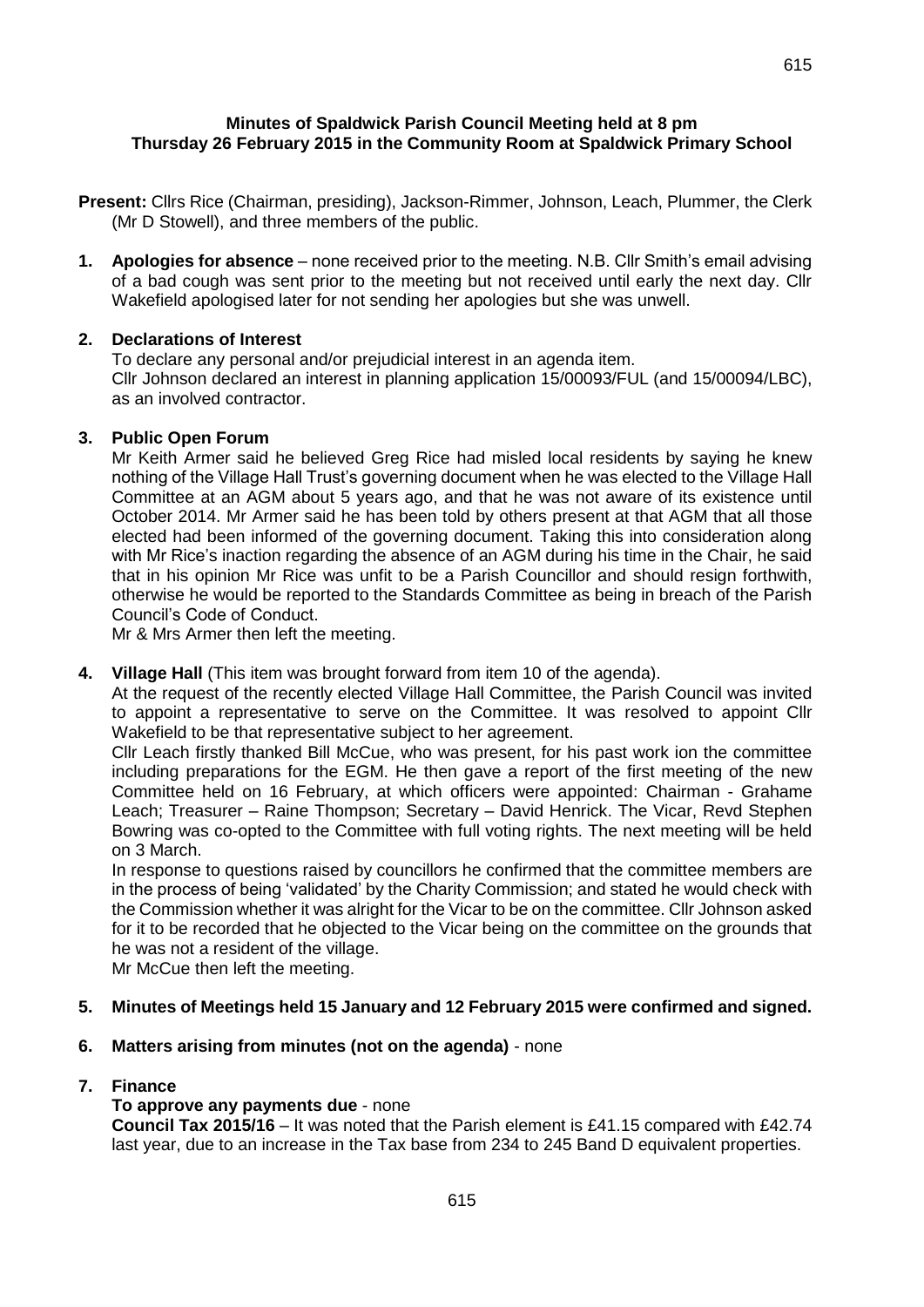**Minutes of Spaldwick Parish Council Meeting held at 8 pm Thursday 26 February 2015 in the Community Room at Spaldwick Primary School**

**Present:** Cllrs Rice (Chairman, presiding), Jackson-Rimmer, Johnson, Leach, Plummer, the Clerk (Mr D Stowell), and three members of the public.

**1. Apologies for absence** – none received prior to the meeting. N.B. Cllr Smith's email advising of a bad cough was sent prior to the meeting but not received until early the next day. Cllr Wakefield apologised later for not sending her apologies but she was unwell.

**2. Declarations of Interest**

To declare any personal and/or prejudicial interest in an agenda item.

Cllr Johnson declared an interest in planning application 15/00093/FUL (and 15/00094/LBC), as an involved contractor.

**3. Public Open Forum**

Mr Keith Armer said he believed Greg Rice had misled local residents by saying he knew nothing of the Village Hall Trust's governing document when he was elected to the Village Hall Committee at an AGM about 5 years ago, and that he was not aware of its existence until October 2014. Mr Armer said he has been told by others present at that AGM that all those elected had been informed of the governing document. Taking this into consideration along with Mr Rice's inaction regarding the absence of an AGM during his time in the Chair, he said that in his opinion Mr Rice was unfit to be a Parish Councillor and should resign forthwith, otherwise he would be reported to the Standards Committee as being in breach of the Parish Council's Code of Conduct.

Mr & Mrs Armer then left the meeting.

**4. Village Hall** (This item was brought forward from item 10 of the agenda).

At the request of the recently elected Village Hall Committee, the Parish Council was invited to appoint a representative to serve on the Committee. It was resolved to appoint Cllr Wakefield to be that representative subject to her agreement.

Cllr Leach firstly thanked Bill McCue, who was present, for his past work ion the committee including preparations for the EGM. He then gave a report of the first meeting of the new Committee held on 16 February, at which officers were appointed: Chairman - Grahame Leach; Treasurer – Raine Thompson; Secretary – David Henrick. The Vicar, Revd Stephen Bowring was co-opted to the Committee with full voting rights. The next meeting will be held on 3 March.

In response to questions raised by councillors he confirmed that the committee members are in the process of being 'validated' by the Charity Commission; and stated he would check with the Commission whether it was alright for the Vicar to be on the committee. Cllr Johnson asked for it to be recorded that he objected to the Vicar being on the committee on the grounds that he was not a resident of the village.

Mr McCue then left the meeting.

**5. Minutes of Meetings held 15 January and 12 February 2015 were confirmed and signed.**

**6. Matters arising from minutes (not on the agenda)** - none

**7. Finance**

**To approve any payments due** - none

**Council Tax 2015/16** – It was noted that the Parish element is £41.15 compared with £42.74 last year, due to an increase in the Tax base from 234 to 245 Band D equivalent properties.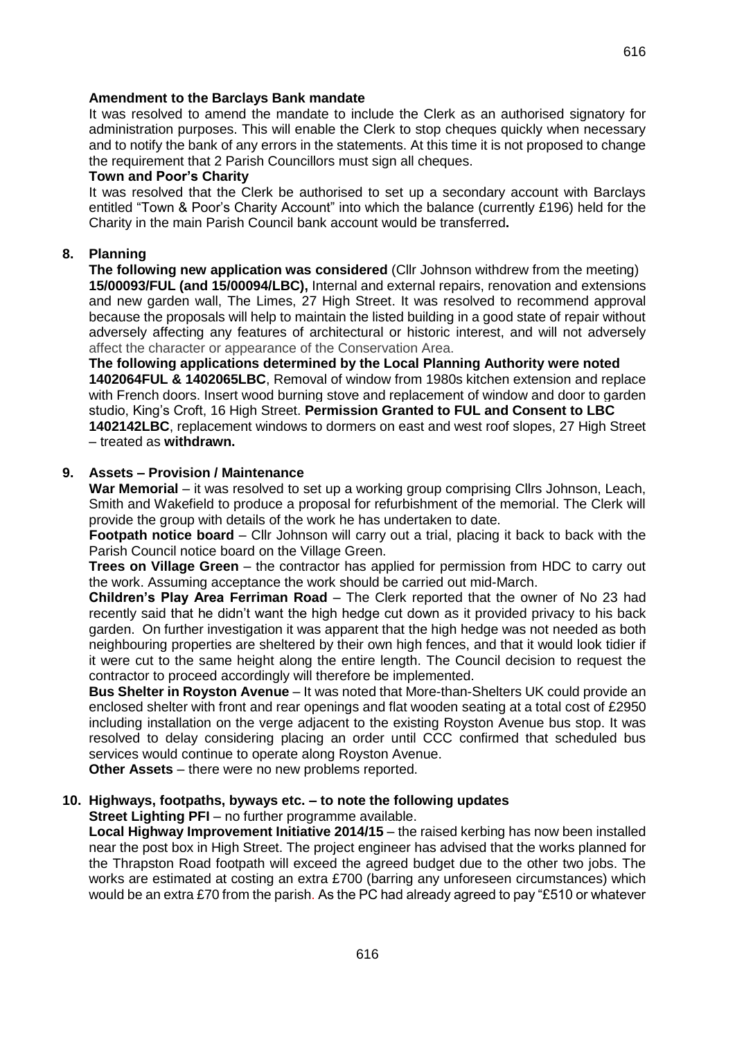**Amendment to the Barclays Bank mandate**

It was resolved to amend the mandate to include the Clerk as an authorised signatory for administration purposes. This will enable the Clerk to stop cheques quickly when necessary and to notify the bank of any errors in the statements. At this time it is not proposed to change the requirement that 2 Parish Councillors must sign all cheques.

**Town and Poor's Charity**

It was resolved that the Clerk be authorised to set up a secondary account with Barclays entitled "Town & Poor's Charity Account" into which the balance (currently £196) held for the Charity in the main Parish Council bank account would be transferred**.**

## 8. Planning

**The following new application was considered** (Cllr Johnson withdrew from the meeting)
**15/00093/FUL (and 15/00094/LBC),** Internal and external repairs, renovation and extensions and new garden wall, The Limes, 27 High Street. It was resolved to recommend approval because the proposals will help to maintain the listed building in a good state of repair without adversely affecting any features of architectural or historic interest, and will not adversely affect the character or appearance of the Conservation Area.

**The following applications determined by the Local Planning Authority were noted**
**1402064FUL & 1402065LBC**, Removal of window from 1980s kitchen extension and replace with French doors. Insert wood burning stove and replacement of window and door to garden studio, King's Croft, 16 High Street. **Permission Granted to FUL and Consent to LBC**
**1402142LBC**, replacement windows to dormers on east and west roof slopes, 27 High Street – treated as **withdrawn.**

## 9. Assets – Provision / Maintenance

**War Memorial** – it was resolved to set up a working group comprising Cllrs Johnson, Leach, Smith and Wakefield to produce a proposal for refurbishment of the memorial. The Clerk will provide the group with details of the work he has undertaken to date.

**Footpath notice board** – Cllr Johnson will carry out a trial, placing it back to back with the Parish Council notice board on the Village Green.

**Trees on Village Green** – the contractor has applied for permission from HDC to carry out the work. Assuming acceptance the work should be carried out mid-March.

**Children's Play Area Ferriman Road** – The Clerk reported that the owner of No 23 had recently said that he didn't want the high hedge cut down as it provided privacy to his back garden. On further investigation it was apparent that the high hedge was not needed as both neighbouring properties are sheltered by their own high fences, and that it would look tidier if it were cut to the same height along the entire length. The Council decision to request the contractor to proceed accordingly will therefore be implemented.

**Bus Shelter in Royston Avenue** – It was noted that More-than-Shelters UK could provide an enclosed shelter with front and rear openings and flat wooden seating at a total cost of £2950 including installation on the verge adjacent to the existing Royston Avenue bus stop. It was resolved to delay considering placing an order until CCC confirmed that scheduled bus services would continue to operate along Royston Avenue.

**Other Assets** – there were no new problems reported.

## 10. Highways, footpaths, byways etc. – to note the following updates

**Street Lighting PFI** – no further programme available.

**Local Highway Improvement Initiative 2014/15** – the raised kerbing has now been installed near the post box in High Street. The project engineer has advised that the works planned for the Thrapston Road footpath will exceed the agreed budget due to the other two jobs. The works are estimated at costing an extra £700 (barring any unforeseen circumstances) which would be an extra £70 from the parish. As the PC had already agreed to pay "£510 or whatever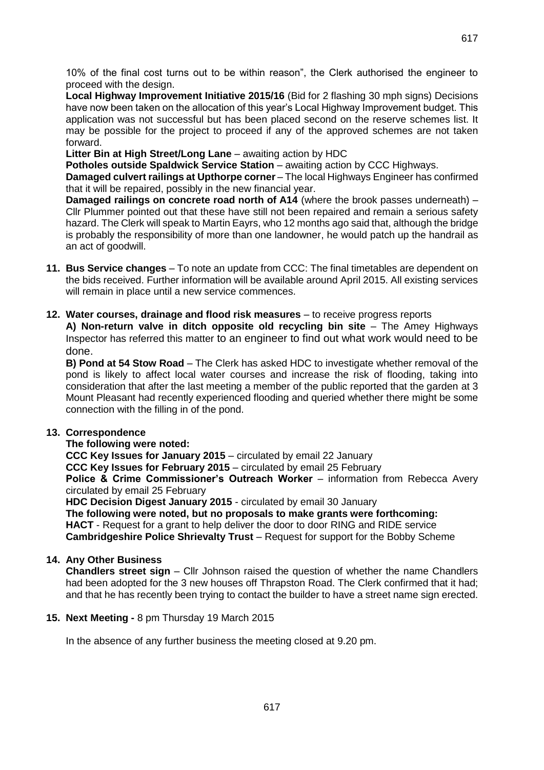10% of the final cost turns out to be within reason", the Clerk authorised the engineer to proceed with the design.

**Local Highway Improvement Initiative 2015/16** (Bid for 2 flashing 30 mph signs) Decisions have now been taken on the allocation of this year's Local Highway Improvement budget. This application was not successful but has been placed second on the reserve schemes list. It may be possible for the project to proceed if any of the approved schemes are not taken forward.

**Litter Bin at High Street/Long Lane** – awaiting action by HDC

**Potholes outside Spaldwick Service Station** – awaiting action by CCC Highways.

**Damaged culvert railings at Upthorpe corner** – The local Highways Engineer has confirmed that it will be repaired, possibly in the new financial year.

**Damaged railings on concrete road north of A14** (where the brook passes underneath) – Cllr Plummer pointed out that these have still not been repaired and remain a serious safety hazard. The Clerk will speak to Martin Eayrs, who 12 months ago said that, although the bridge is probably the responsibility of more than one landowner, he would patch up the handrail as an act of goodwill.

**11. Bus Service changes** – To note an update from CCC: The final timetables are dependent on the bids received. Further information will be available around April 2015. All existing services will remain in place until a new service commences.

**12. Water courses, drainage and flood risk measures** – to receive progress reports

**A) Non-return valve in ditch opposite old recycling bin site** – The Amey Highways Inspector has referred this matter to an engineer to find out what work would need to be done.

**B) Pond at 54 Stow Road** – The Clerk has asked HDC to investigate whether removal of the pond is likely to affect local water courses and increase the risk of flooding, taking into consideration that after the last meeting a member of the public reported that the garden at 3 Mount Pleasant had recently experienced flooding and queried whether there might be some connection with the filling in of the pond.

**13. Correspondence**

**The following were noted:**

**CCC Key Issues for January 2015** – circulated by email 22 January

**CCC Key Issues for February 2015** – circulated by email 25 February

**Police & Crime Commissioner's Outreach Worker** – information from Rebecca Avery circulated by email 25 February

**HDC Decision Digest January 2015** - circulated by email 30 January

**The following were noted, but no proposals to make grants were forthcoming:**

**HACT** - Request for a grant to help deliver the door to door RING and RIDE service

**Cambridgeshire Police Shrievalty Trust** – Request for support for the Bobby Scheme

**14. Any Other Business**

**Chandlers street sign** – Cllr Johnson raised the question of whether the name Chandlers had been adopted for the 3 new houses off Thrapston Road. The Clerk confirmed that it had; and that he has recently been trying to contact the builder to have a street name sign erected.

**15. Next Meeting -** 8 pm Thursday 19 March 2015

In the absence of any further business the meeting closed at 9.20 pm.